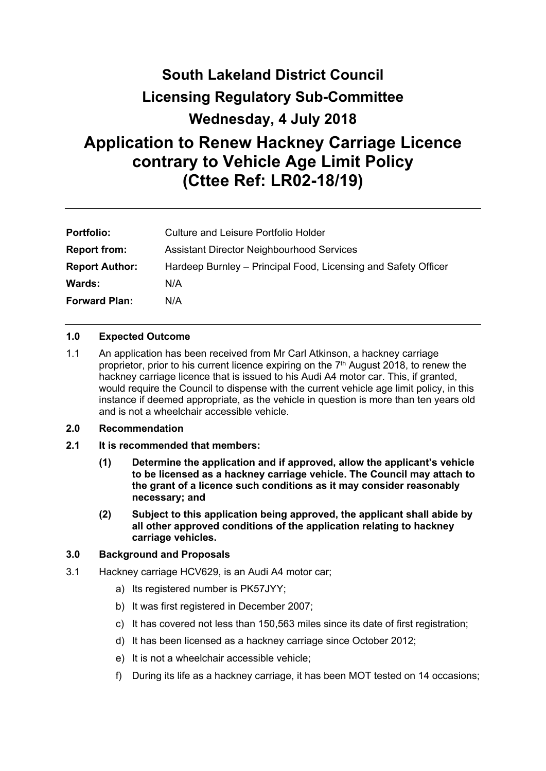# South Lakeland District Council
# Licensing Regulatory Sub-Committee
# Wednesday, 4 July 2018

# Application to Renew Hackney Carriage Licence contrary to Vehicle Age Limit Policy (Cttee Ref: LR02-18/19)

| | |
|---|---|
| **Portfolio:** | Culture and Leisure Portfolio Holder |
| **Report from:** | Assistant Director Neighbourhood Services |
| **Report Author:** | Hardeep Burnley – Principal Food, Licensing and Safety Officer |
| **Wards:** | N/A |
| **Forward Plan:** | N/A |

## 1.0 Expected Outcome

1.1 An application has been received from Mr Carl Atkinson, a hackney carriage proprietor, prior to his current licence expiring on the 7th August 2018, to renew the hackney carriage licence that is issued to his Audi A4 motor car. This, if granted, would require the Council to dispense with the current vehicle age limit policy, in this instance if deemed appropriate, as the vehicle in question is more than ten years old and is not a wheelchair accessible vehicle.

## 2.0 Recommendation

**2.1 It is recommended that members:**

**(1) Determine the application and if approved, allow the applicant's vehicle to be licensed as a hackney carriage vehicle. The Council may attach to the grant of a licence such conditions as it may consider reasonably necessary; and**

**(2) Subject to this application being approved, the applicant shall abide by all other approved conditions of the application relating to hackney carriage vehicles.**

## 3.0 Background and Proposals

3.1 Hackney carriage HCV629, is an Audi A4 motor car;

a) Its registered number is PK57JYY;

b) It was first registered in December 2007;

c) It has covered not less than 150,563 miles since its date of first registration;

d) It has been licensed as a hackney carriage since October 2012;

e) It is not a wheelchair accessible vehicle;

f) During its life as a hackney carriage, it has been MOT tested on 14 occasions;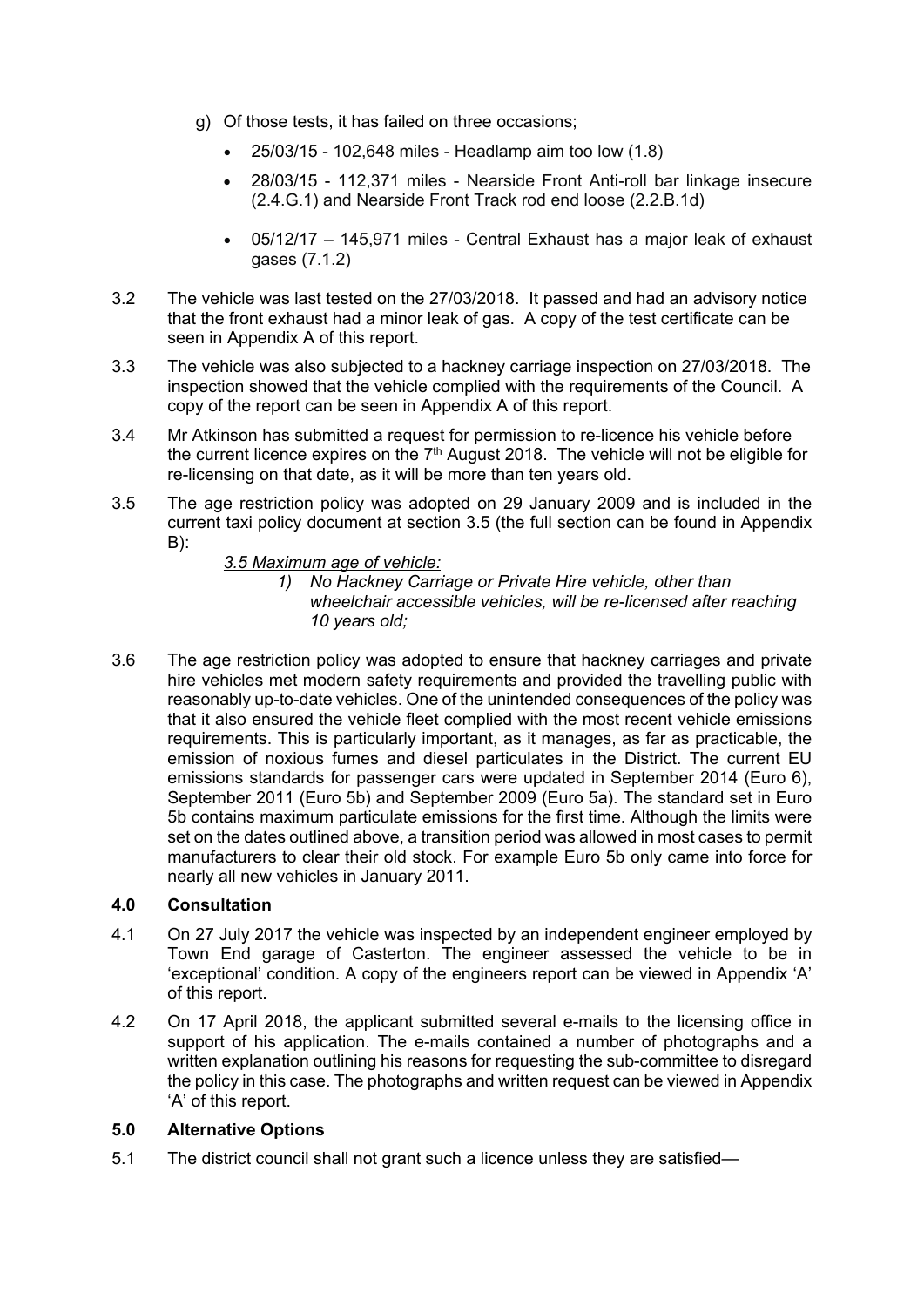g) Of those tests, it has failed on three occasions;

- 25/03/15 - 102,648 miles - Headlamp aim too low (1.8)
- 28/03/15 - 112,371 miles - Nearside Front Anti-roll bar linkage insecure (2.4.G.1) and Nearside Front Track rod end loose (2.2.B.1d)
- 05/12/17 – 145,971 miles - Central Exhaust has a major leak of exhaust gases (7.1.2)

3.2 The vehicle was last tested on the 27/03/2018. It passed and had an advisory notice that the front exhaust had a minor leak of gas. A copy of the test certificate can be seen in Appendix A of this report.

3.3 The vehicle was also subjected to a hackney carriage inspection on 27/03/2018. The inspection showed that the vehicle complied with the requirements of the Council. A copy of the report can be seen in Appendix A of this report.

3.4 Mr Atkinson has submitted a request for permission to re-licence his vehicle before the current licence expires on the 7th August 2018. The vehicle will not be eligible for re-licensing on that date, as it will be more than ten years old.

3.5 The age restriction policy was adopted on 29 January 2009 and is included in the current taxi policy document at section 3.5 (the full section can be found in Appendix B):

*3.5 Maximum age of vehicle:*

1) *No Hackney Carriage or Private Hire vehicle, other than wheelchair accessible vehicles, will be re-licensed after reaching 10 years old;*

3.6 The age restriction policy was adopted to ensure that hackney carriages and private hire vehicles met modern safety requirements and provided the travelling public with reasonably up-to-date vehicles. One of the unintended consequences of the policy was that it also ensured the vehicle fleet complied with the most recent vehicle emissions requirements. This is particularly important, as it manages, as far as practicable, the emission of noxious fumes and diesel particulates in the District. The current EU emissions standards for passenger cars were updated in September 2014 (Euro 6), September 2011 (Euro 5b) and September 2009 (Euro 5a). The standard set in Euro 5b contains maximum particulate emissions for the first time. Although the limits were set on the dates outlined above, a transition period was allowed in most cases to permit manufacturers to clear their old stock. For example Euro 5b only came into force for nearly all new vehicles in January 2011.

## 4.0 Consultation

4.1 On 27 July 2017 the vehicle was inspected by an independent engineer employed by Town End garage of Casterton. The engineer assessed the vehicle to be in 'exceptional' condition. A copy of the engineers report can be viewed in Appendix 'A' of this report.

4.2 On 17 April 2018, the applicant submitted several e-mails to the licensing office in support of his application. The e-mails contained a number of photographs and a written explanation outlining his reasons for requesting the sub-committee to disregard the policy in this case. The photographs and written request can be viewed in Appendix 'A' of this report.

## 5.0 Alternative Options

5.1 The district council shall not grant such a licence unless they are satisfied—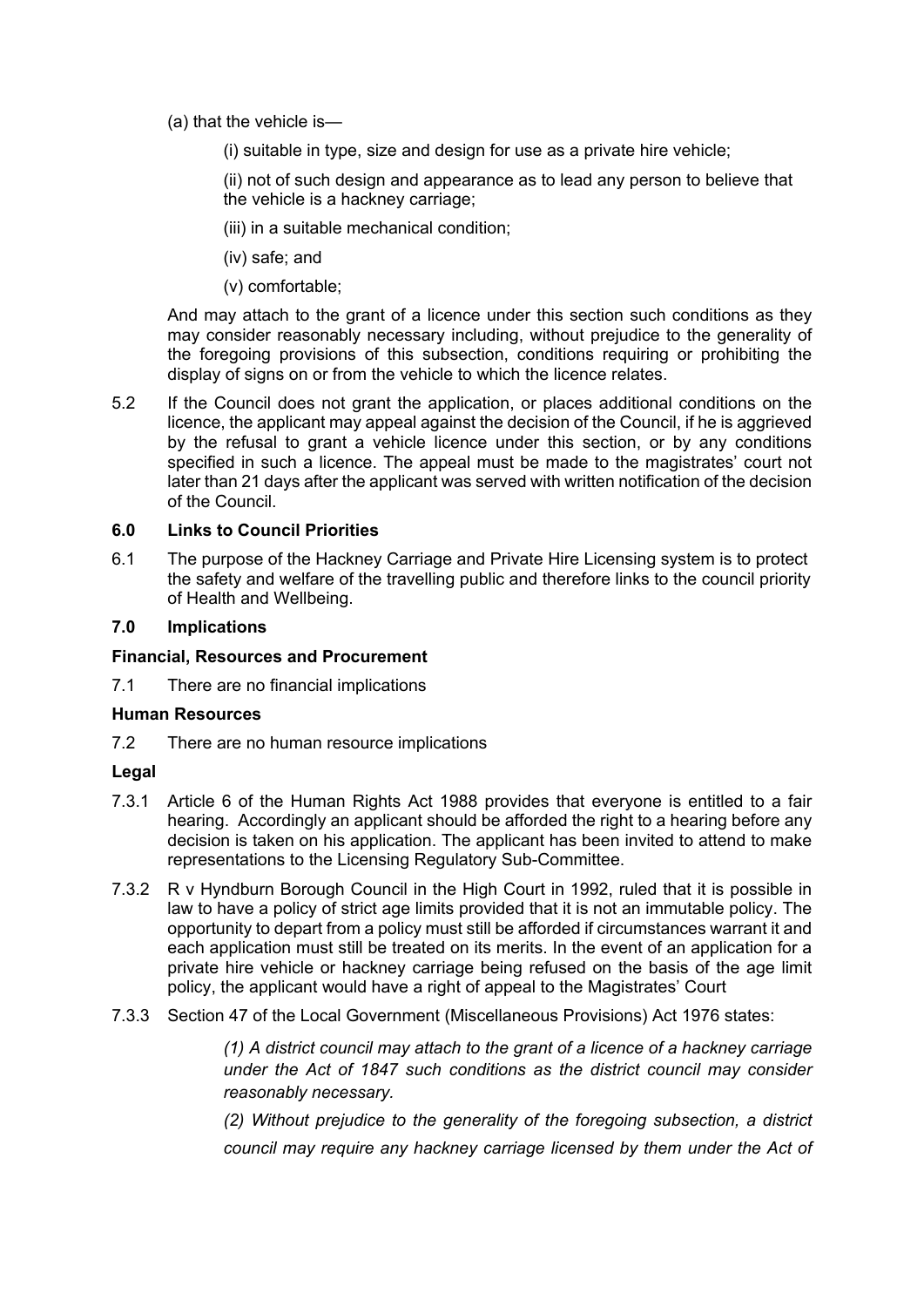(a) that the vehicle is—

(i) suitable in type, size and design for use as a private hire vehicle;

(ii) not of such design and appearance as to lead any person to believe that the vehicle is a hackney carriage;

(iii) in a suitable mechanical condition;

(iv) safe; and

(v) comfortable;

And may attach to the grant of a licence under this section such conditions as they may consider reasonably necessary including, without prejudice to the generality of the foregoing provisions of this subsection, conditions requiring or prohibiting the display of signs on or from the vehicle to which the licence relates.

5.2 If the Council does not grant the application, or places additional conditions on the licence, the applicant may appeal against the decision of the Council, if he is aggrieved by the refusal to grant a vehicle licence under this section, or by any conditions specified in such a licence. The appeal must be made to the magistrates' court not later than 21 days after the applicant was served with written notification of the decision of the Council.

## 6.0 Links to Council Priorities

6.1 The purpose of the Hackney Carriage and Private Hire Licensing system is to protect the safety and welfare of the travelling public and therefore links to the council priority of Health and Wellbeing.

## 7.0 Implications

### Financial, Resources and Procurement

7.1 There are no financial implications

### Human Resources

7.2 There are no human resource implications

### Legal

7.3.1 Article 6 of the Human Rights Act 1988 provides that everyone is entitled to a fair hearing. Accordingly an applicant should be afforded the right to a hearing before any decision is taken on his application. The applicant has been invited to attend to make representations to the Licensing Regulatory Sub-Committee.

7.3.2 R v Hyndburn Borough Council in the High Court in 1992, ruled that it is possible in law to have a policy of strict age limits provided that it is not an immutable policy. The opportunity to depart from a policy must still be afforded if circumstances warrant it and each application must still be treated on its merits. In the event of an application for a private hire vehicle or hackney carriage being refused on the basis of the age limit policy, the applicant would have a right of appeal to the Magistrates' Court

7.3.3 Section 47 of the Local Government (Miscellaneous Provisions) Act 1976 states:

*(1) A district council may attach to the grant of a licence of a hackney carriage under the Act of 1847 such conditions as the district council may consider reasonably necessary.*

*(2) Without prejudice to the generality of the foregoing subsection, a district council may require any hackney carriage licensed by them under the Act of*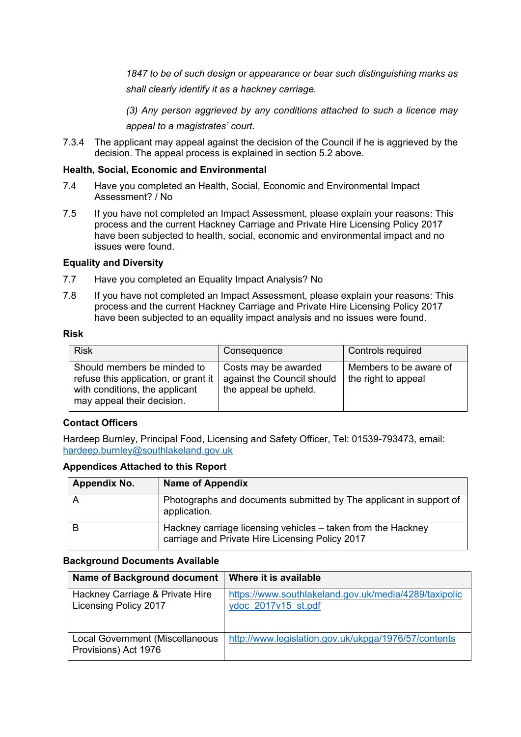*1847 to be of such design or appearance or bear such distinguishing marks as shall clearly identify it as a hackney carriage.*

*(3) Any person aggrieved by any conditions attached to such a licence may appeal to a magistrates' court.*

7.3.4 The applicant may appeal against the decision of the Council if he is aggrieved by the decision. The appeal process is explained in section 5.2 above.

**Health, Social, Economic and Environmental**

7.4 Have you completed an Health, Social, Economic and Environmental Impact Assessment? / No

7.5 If you have not completed an Impact Assessment, please explain your reasons: This process and the current Hackney Carriage and Private Hire Licensing Policy 2017 have been subjected to health, social, economic and environmental impact and no issues were found.

**Equality and Diversity**

7.7 Have you completed an Equality Impact Analysis? No

7.8 If you have not completed an Impact Assessment, please explain your reasons: This process and the current Hackney Carriage and Private Hire Licensing Policy 2017 have been subjected to an equality impact analysis and no issues were found.

**Risk**

| Risk | Consequence | Controls required |
|---|---|---|
| Should members be minded to refuse this application, or grant it with conditions, the applicant may appeal their decision. | Costs may be awarded against the Council should the appeal be upheld. | Members to be aware of the right to appeal |

**Contact Officers**

Hardeep Burnley, Principal Food, Licensing and Safety Officer, Tel: 01539-793473, email: hardeep.burnley@southlakeland.gov.uk

**Appendices Attached to this Report**

| Appendix No. | Name of Appendix |
|---|---|
| A | Photographs and documents submitted by The applicant in support of application. |
| B | Hackney carriage licensing vehicles – taken from the Hackney carriage and Private Hire Licensing Policy 2017 |

**Background Documents Available**

| Name of Background document | Where it is available |
|---|---|
| Hackney Carriage & Private Hire Licensing Policy 2017 | https://www.southlakeland.gov.uk/media/4289/taxipolicydoc_2017v15_st.pdf |
| Local Government (Miscellaneous Provisions) Act 1976 | http://www.legislation.gov.uk/ukpga/1976/57/contents |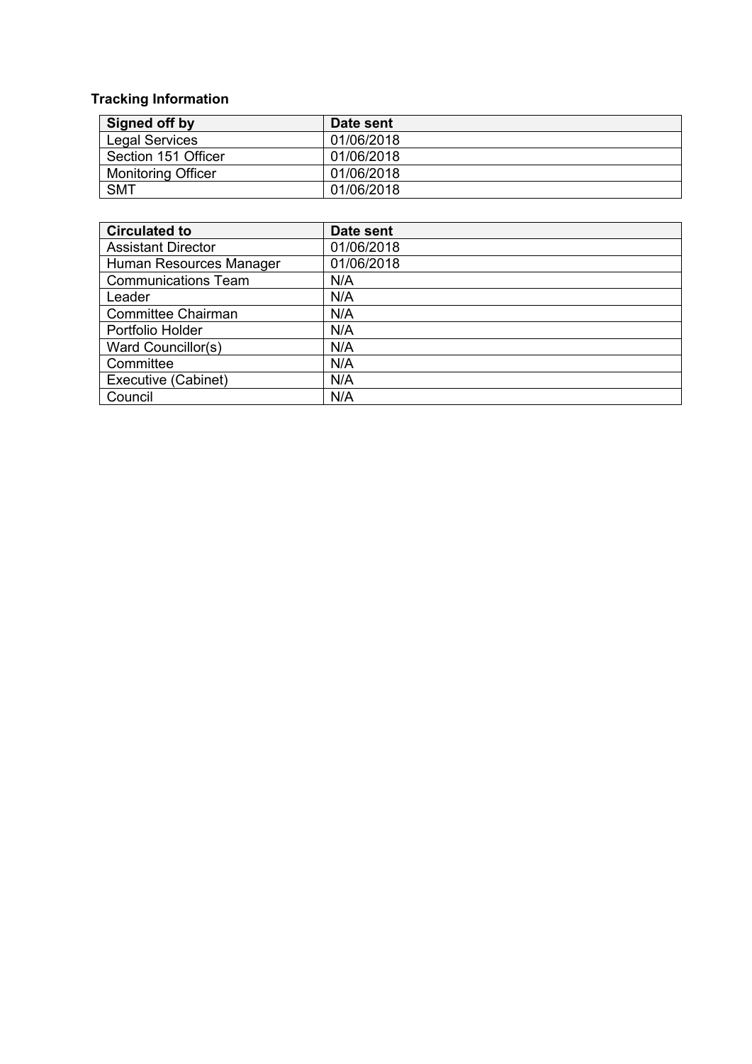**Tracking Information**

| Signed off by | Date sent |
| --- | --- |
| Legal Services | 01/06/2018 |
| Section 151 Officer | 01/06/2018 |
| Monitoring Officer | 01/06/2018 |
| SMT | 01/06/2018 |

| Circulated to | Date sent |
| --- | --- |
| Assistant Director | 01/06/2018 |
| Human Resources Manager | 01/06/2018 |
| Communications Team | N/A |
| Leader | N/A |
| Committee Chairman | N/A |
| Portfolio Holder | N/A |
| Ward Councillor(s) | N/A |
| Committee | N/A |
| Executive (Cabinet) | N/A |
| Council | N/A |